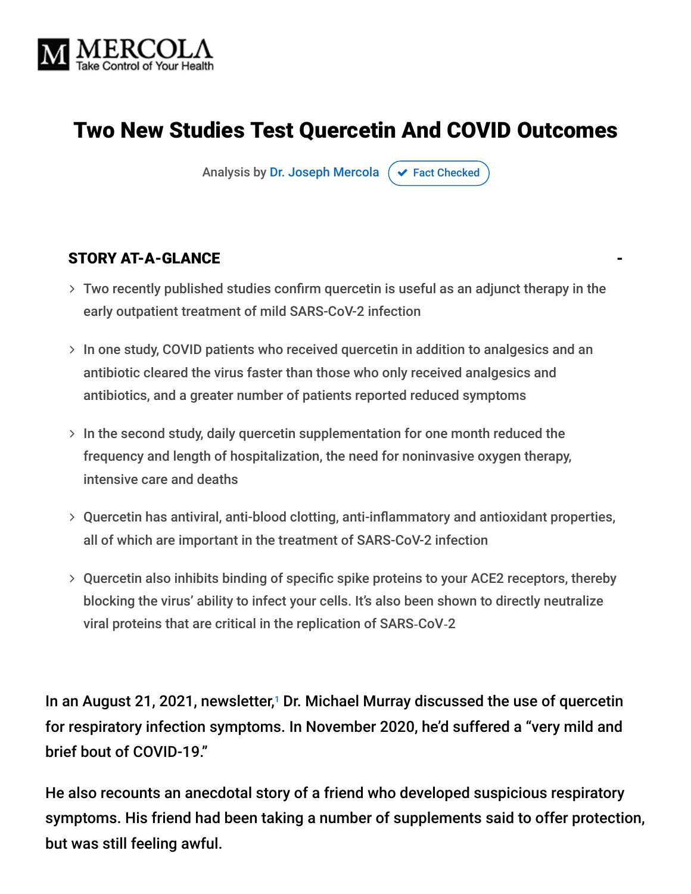# Two New Studies Test Quercetin And COVID Outcomes

Analysis by Dr. Joseph Mercola ✔ Fact Checked

## STORY AT-A-GLANCE

- Two recently published studies confirm quercetin is useful as an adjunct therapy in the early outpatient treatment of mild SARS-CoV-2 infection
- In one study, COVID patients who received quercetin in addition to analgesics and an antibiotic cleared the virus faster than those who only received analgesics and antibiotics, and a greater number of patients reported reduced symptoms
- In the second study, daily quercetin supplementation for one month reduced the frequency and length of hospitalization, the need for noninvasive oxygen therapy, intensive care and deaths
- Quercetin has antiviral, anti-blood clotting, anti-inflammatory and antioxidant properties, all of which are important in the treatment of SARS-CoV-2 infection
- Quercetin also inhibits binding of specific spike proteins to your ACE2 receptors, thereby blocking the virus' ability to infect your cells. It's also been shown to directly neutralize viral proteins that are critical in the replication of SARS-CoV-2

In an August 21, 2021, newsletter,[1] Dr. Michael Murray discussed the use of quercetin for respiratory infection symptoms. In November 2020, he'd suffered a "very mild and brief bout of COVID-19."

He also recounts an anecdotal story of a friend who developed suspicious respiratory symptoms. His friend had been taking a number of supplements said to offer protection, but was still feeling awful.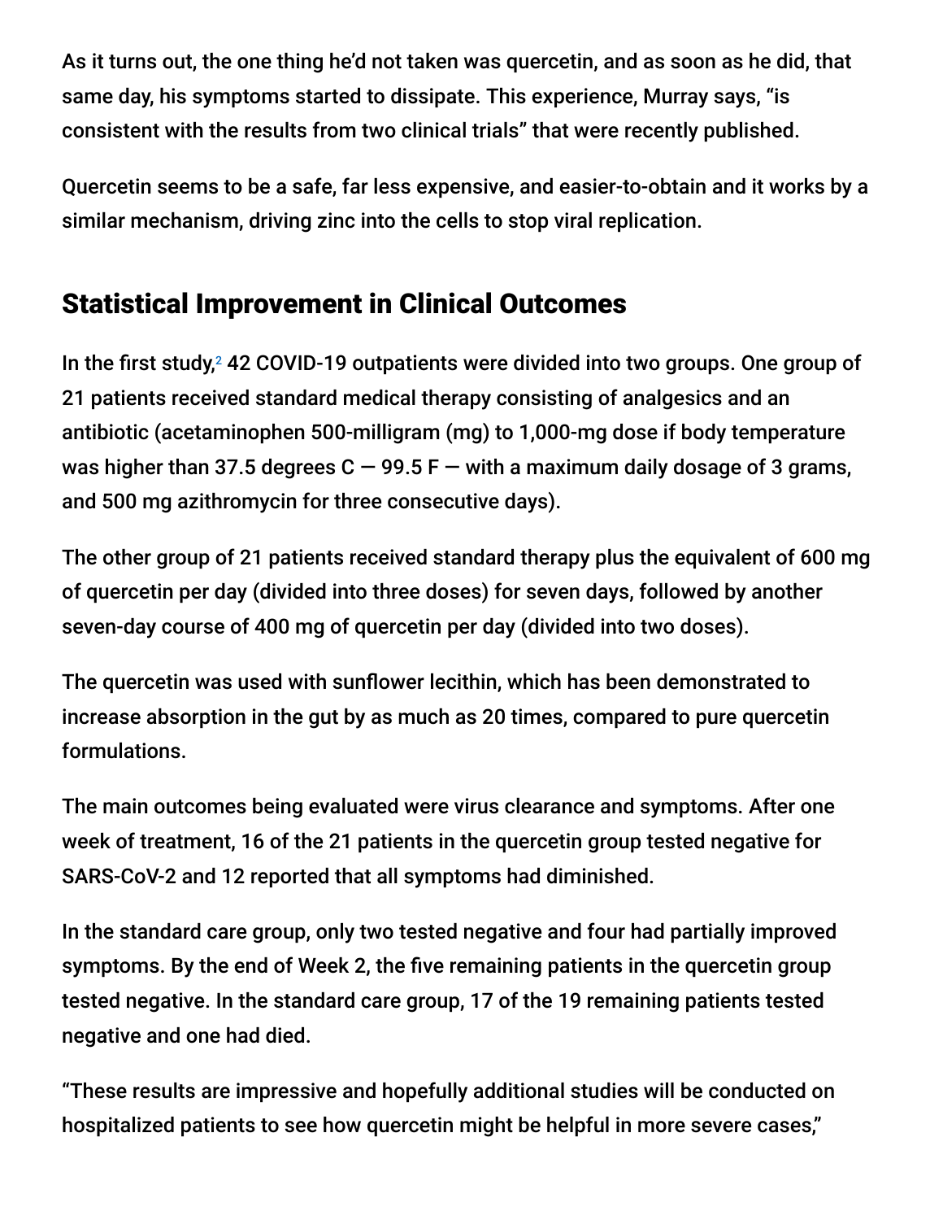As it turns out, the one thing he'd not taken was quercetin, and as soon as he did, that same day, his symptoms started to dissipate. This experience, Murray says, "is consistent with the results from two clinical trials" that were recently published.

Quercetin seems to be a safe, far less expensive, and easier-to-obtain and it works by a similar mechanism, driving zinc into the cells to stop viral replication.

## Statistical Improvement in Clinical Outcomes

In the first study,[2] 42 COVID-19 outpatients were divided into two groups. One group of 21 patients received standard medical therapy consisting of analgesics and an antibiotic (acetaminophen 500-milligram (mg) to 1,000-mg dose if body temperature was higher than 37.5 degrees C — 99.5 F — with a maximum daily dosage of 3 grams, and 500 mg azithromycin for three consecutive days).

The other group of 21 patients received standard therapy plus the equivalent of 600 mg of quercetin per day (divided into three doses) for seven days, followed by another seven-day course of 400 mg of quercetin per day (divided into two doses).

The quercetin was used with sunflower lecithin, which has been demonstrated to increase absorption in the gut by as much as 20 times, compared to pure quercetin formulations.

The main outcomes being evaluated were virus clearance and symptoms. After one week of treatment, 16 of the 21 patients in the quercetin group tested negative for SARS-CoV-2 and 12 reported that all symptoms had diminished.

In the standard care group, only two tested negative and four had partially improved symptoms. By the end of Week 2, the five remaining patients in the quercetin group tested negative. In the standard care group, 17 of the 19 remaining patients tested negative and one had died.

"These results are impressive and hopefully additional studies will be conducted on hospitalized patients to see how quercetin might be helpful in more severe cases,"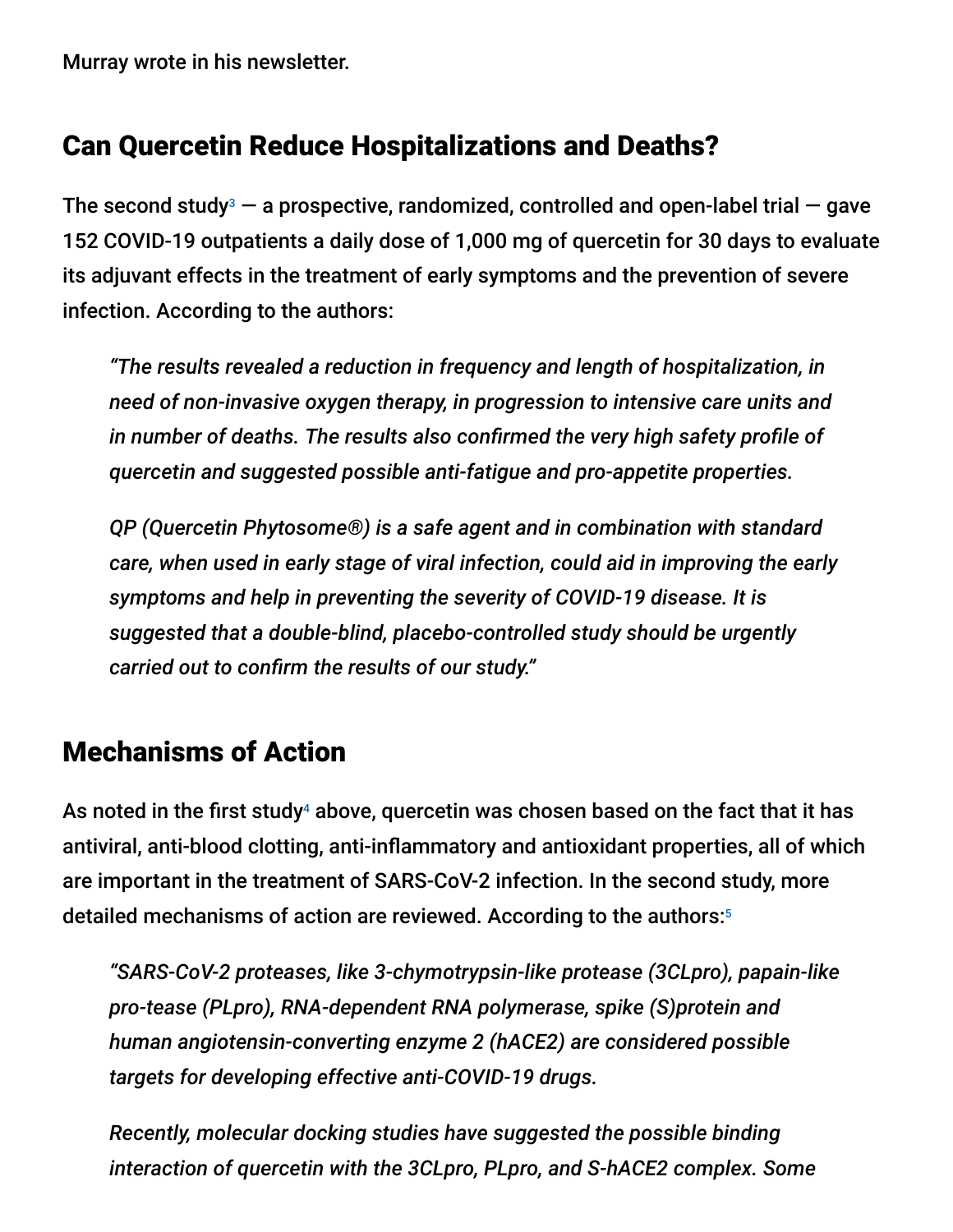Murray wrote in his newsletter.

## Can Quercetin Reduce Hospitalizations and Deaths?

The second study[3] — a prospective, randomized, controlled and open-label trial — gave 152 COVID-19 outpatients a daily dose of 1,000 mg of quercetin for 30 days to evaluate its adjuvant effects in the treatment of early symptoms and the prevention of severe infection. According to the authors:

> *"The results revealed a reduction in frequency and length of hospitalization, in need of non-invasive oxygen therapy, in progression to intensive care units and in number of deaths. The results also confirmed the very high safety profile of quercetin and suggested possible anti-fatigue and pro-appetite properties.*
>
> *QP (Quercetin Phytosome®) is a safe agent and in combination with standard care, when used in early stage of viral infection, could aid in improving the early symptoms and help in preventing the severity of COVID-19 disease. It is suggested that a double-blind, placebo-controlled study should be urgently carried out to confirm the results of our study."*

## Mechanisms of Action

As noted in the first study[4] above, quercetin was chosen based on the fact that it has antiviral, anti-blood clotting, anti-inflammatory and antioxidant properties, all of which are important in the treatment of SARS-CoV-2 infection. In the second study, more detailed mechanisms of action are reviewed. According to the authors:[5]

> *"SARS-CoV-2 proteases, like 3-chymotrypsin-like protease (3CLpro), papain-like pro-tease (PLpro), RNA-dependent RNA polymerase, spike (S)protein and human angiotensin-converting enzyme 2 (hACE2) are considered possible targets for developing effective anti-COVID-19 drugs.*
>
> *Recently, molecular docking studies have suggested the possible binding interaction of quercetin with the 3CLpro, PLpro, and S-hACE2 complex. Some*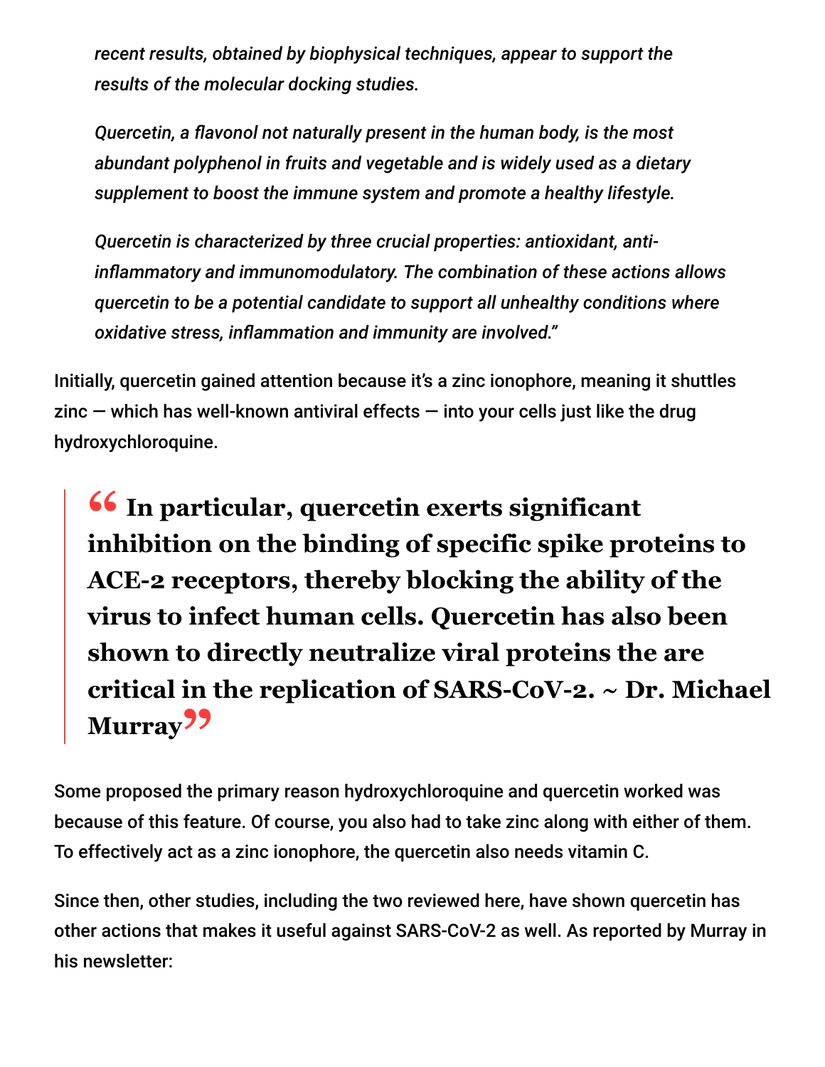*recent results, obtained by biophysical techniques, appear to support the results of the molecular docking studies.*

*Quercetin, a flavonol not naturally present in the human body, is the most abundant polyphenol in fruits and vegetable and is widely used as a dietary supplement to boost the immune system and promote a healthy lifestyle.*

*Quercetin is characterized by three crucial properties: antioxidant, anti-inflammatory and immunomodulatory. The combination of these actions allows quercetin to be a potential candidate to support all unhealthy conditions where oxidative stress, inflammation and immunity are involved."*

Initially, quercetin gained attention because it's a zinc ionophore, meaning it shuttles zinc — which has well-known antiviral effects — into your cells just like the drug hydroxychloroquine.

> **"In particular, quercetin exerts significant inhibition on the binding of specific spike proteins to ACE-2 receptors, thereby blocking the ability of the virus to infect human cells. Quercetin has also been shown to directly neutralize viral proteins the are critical in the replication of SARS-CoV-2. ~ Dr. Michael Murray"**

Some proposed the primary reason hydroxychloroquine and quercetin worked was because of this feature. Of course, you also had to take zinc along with either of them. To effectively act as a zinc ionophore, the quercetin also needs vitamin C.

Since then, other studies, including the two reviewed here, have shown quercetin has other actions that makes it useful against SARS-CoV-2 as well. As reported by Murray in his newsletter: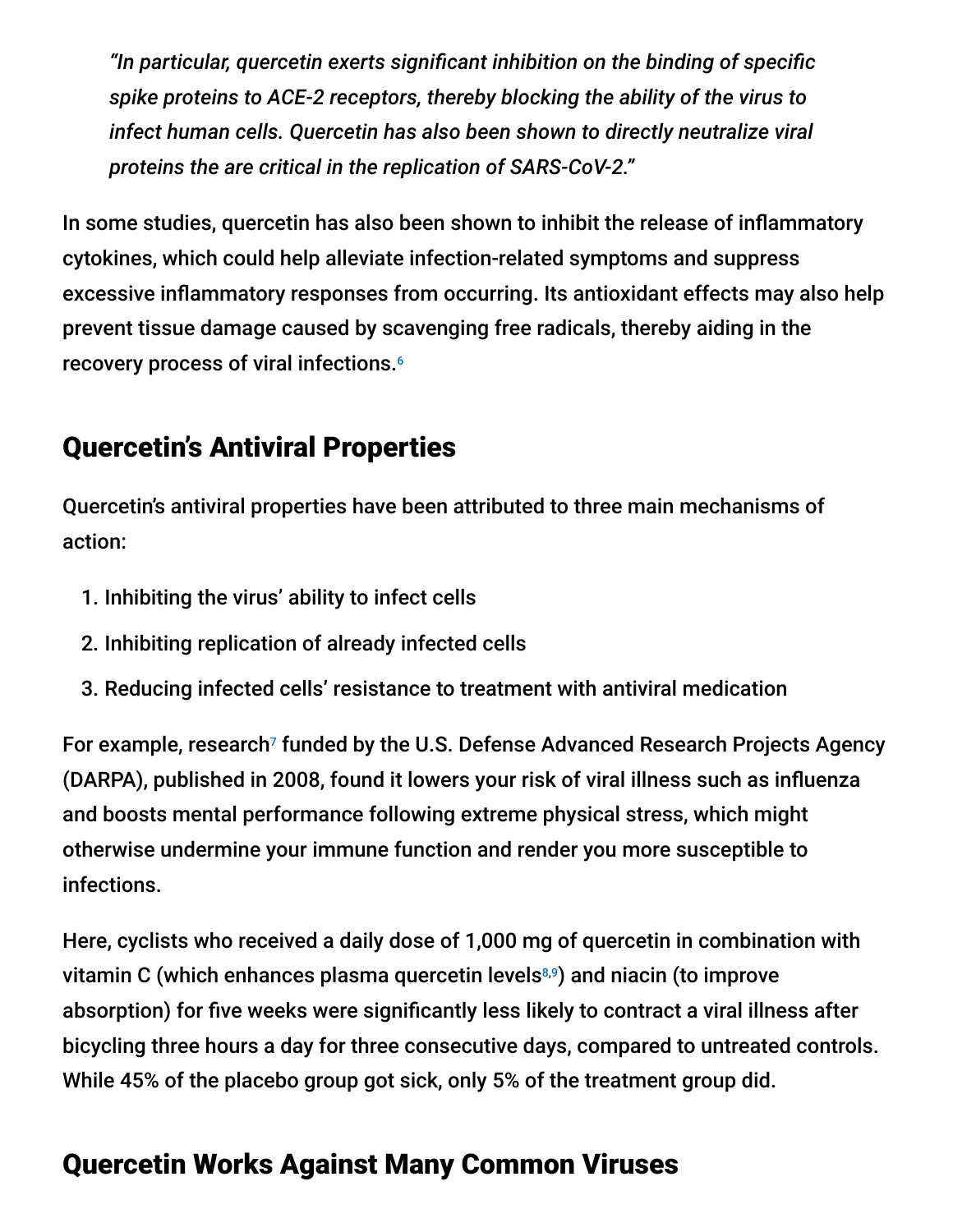> *"In particular, quercetin exerts significant inhibition on the binding of specific spike proteins to ACE-2 receptors, thereby blocking the ability of the virus to infect human cells. Quercetin has also been shown to directly neutralize viral proteins the are critical in the replication of SARS-CoV-2."*

In some studies, quercetin has also been shown to inhibit the release of inflammatory cytokines, which could help alleviate infection-related symptoms and suppress excessive inflammatory responses from occurring. Its antioxidant effects may also help prevent tissue damage caused by scavenging free radicals, thereby aiding in the recovery process of viral infections.[6]

## Quercetin's Antiviral Properties

Quercetin's antiviral properties have been attributed to three main mechanisms of action:

1. Inhibiting the virus' ability to infect cells
2. Inhibiting replication of already infected cells
3. Reducing infected cells' resistance to treatment with antiviral medication

For example, research[7] funded by the U.S. Defense Advanced Research Projects Agency (DARPA), published in 2008, found it lowers your risk of viral illness such as influenza and boosts mental performance following extreme physical stress, which might otherwise undermine your immune function and render you more susceptible to infections.

Here, cyclists who received a daily dose of 1,000 mg of quercetin in combination with vitamin C (which enhances plasma quercetin levels[8,9]) and niacin (to improve absorption) for five weeks were significantly less likely to contract a viral illness after bicycling three hours a day for three consecutive days, compared to untreated controls. While 45% of the placebo group got sick, only 5% of the treatment group did.

## Quercetin Works Against Many Common Viruses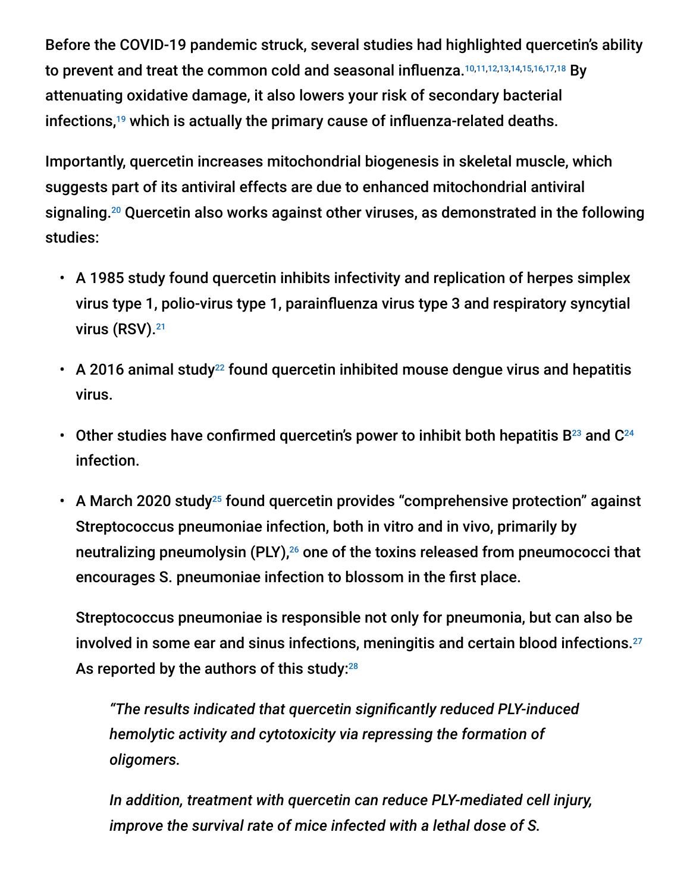Before the COVID-19 pandemic struck, several studies had highlighted quercetin's ability to prevent and treat the common cold and seasonal influenza.[10,11,12,13,14,15,16,17,18] By attenuating oxidative damage, it also lowers your risk of secondary bacterial infections,[19] which is actually the primary cause of influenza-related deaths.

Importantly, quercetin increases mitochondrial biogenesis in skeletal muscle, which suggests part of its antiviral effects are due to enhanced mitochondrial antiviral signaling.[20] Quercetin also works against other viruses, as demonstrated in the following studies:

- A 1985 study found quercetin inhibits infectivity and replication of herpes simplex virus type 1, polio-virus type 1, parainfluenza virus type 3 and respiratory syncytial virus (RSV).[21]
- A 2016 animal study[22] found quercetin inhibited mouse dengue virus and hepatitis virus.
- Other studies have confirmed quercetin's power to inhibit both hepatitis B[23] and C[24] infection.
- A March 2020 study[25] found quercetin provides "comprehensive protection" against Streptococcus pneumoniae infection, both in vitro and in vivo, primarily by neutralizing pneumolysin (PLY),[26] one of the toxins released from pneumococci that encourages S. pneumoniae infection to blossom in the first place.

  Streptococcus pneumoniae is responsible not only for pneumonia, but can also be involved in some ear and sinus infections, meningitis and certain blood infections.[27] As reported by the authors of this study:[28]

  > *"The results indicated that quercetin significantly reduced PLY-induced hemolytic activity and cytotoxicity via repressing the formation of oligomers.*
  >
  > *In addition, treatment with quercetin can reduce PLY-mediated cell injury, improve the survival rate of mice infected with a lethal dose of S.*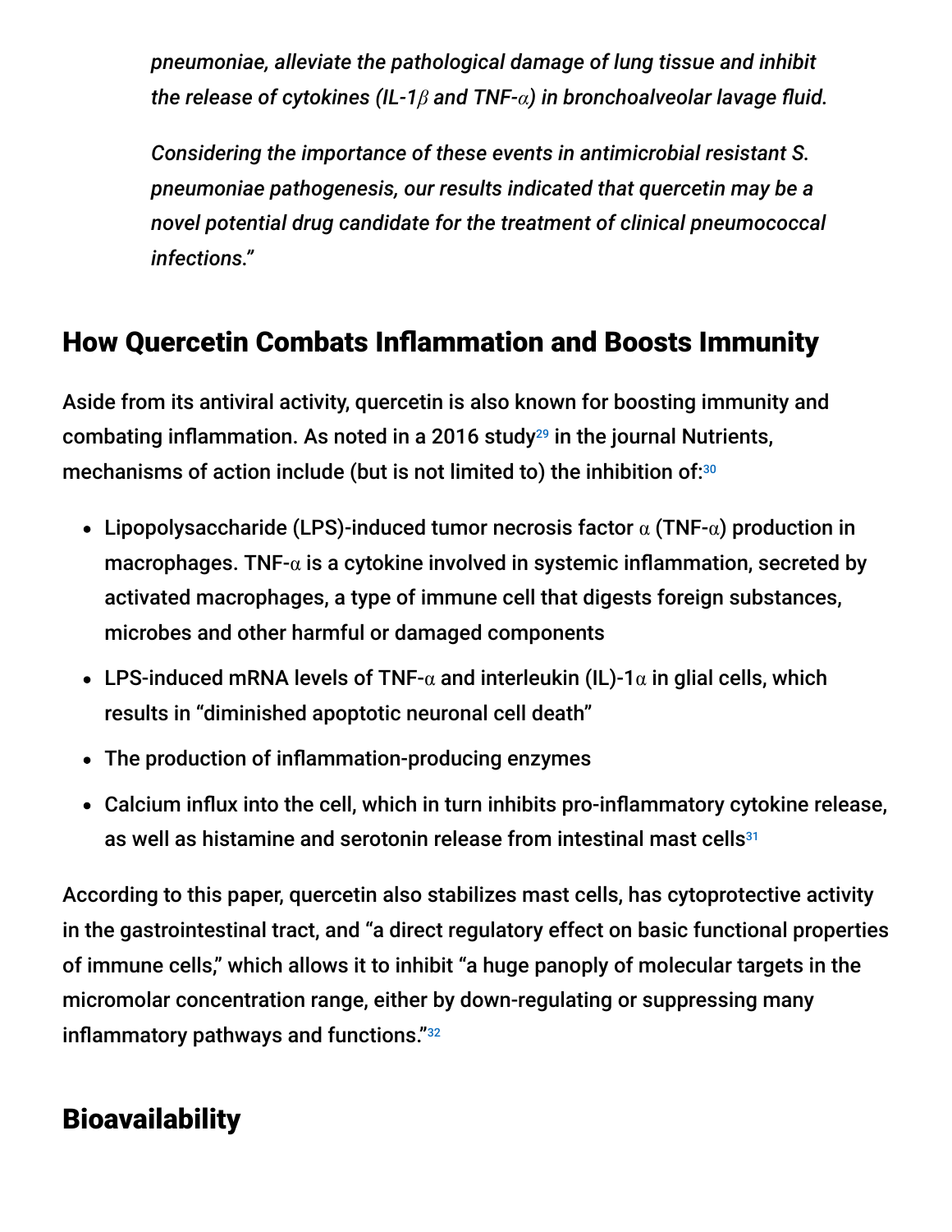*pneumoniae, alleviate the pathological damage of lung tissue and inhibit the release of cytokines (IL-1$\beta$ and TNF-$\alpha$) in bronchoalveolar lavage fluid.*

*Considering the importance of these events in antimicrobial resistant S. pneumoniae pathogenesis, our results indicated that quercetin may be a novel potential drug candidate for the treatment of clinical pneumococcal infections."*

## How Quercetin Combats Inflammation and Boosts Immunity

Aside from its antiviral activity, quercetin is also known for boosting immunity and combating inflammation. As noted in a 2016 study[29] in the journal Nutrients, mechanisms of action include (but is not limited to) the inhibition of:[30]

- Lipopolysaccharide (LPS)-induced tumor necrosis factor $\alpha$ (TNF-$\alpha$) production in macrophages. TNF-$\alpha$ is a cytokine involved in systemic inflammation, secreted by activated macrophages, a type of immune cell that digests foreign substances, microbes and other harmful or damaged components
- LPS-induced mRNA levels of TNF-$\alpha$ and interleukin (IL)-1$\alpha$ in glial cells, which results in "diminished apoptotic neuronal cell death"
- The production of inflammation-producing enzymes
- Calcium influx into the cell, which in turn inhibits pro-inflammatory cytokine release, as well as histamine and serotonin release from intestinal mast cells[31]

According to this paper, quercetin also stabilizes mast cells, has cytoprotective activity in the gastrointestinal tract, and "a direct regulatory effect on basic functional properties of immune cells," which allows it to inhibit "a huge panoply of molecular targets in the micromolar concentration range, either by down-regulating or suppressing many inflammatory pathways and functions."[32]

## Bioavailability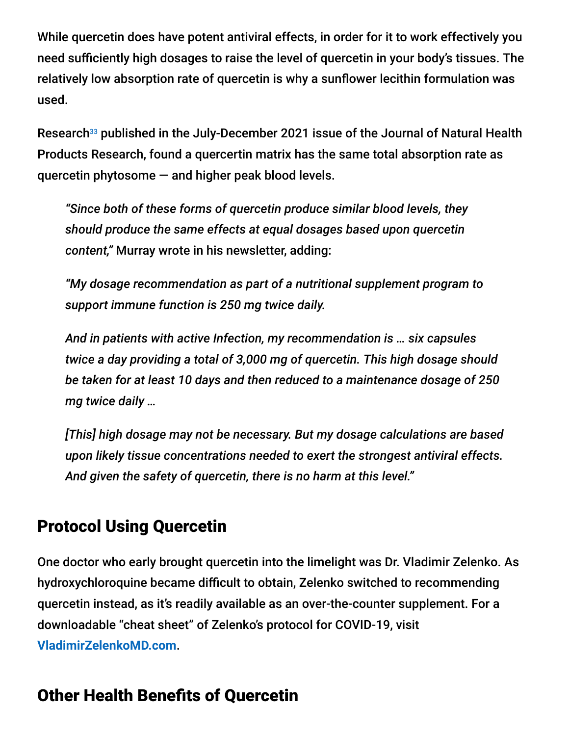While quercetin does have potent antiviral effects, in order for it to work effectively you need sufficiently high dosages to raise the level of quercetin in your body's tissues. The relatively low absorption rate of quercetin is why a sunflower lecithin formulation was used.

Research[33] published in the July-December 2021 issue of the Journal of Natural Health Products Research, found a quercertin matrix has the same total absorption rate as quercetin phytosome — and higher peak blood levels.

> *"Since both of these forms of quercetin produce similar blood levels, they should produce the same effects at equal dosages based upon quercetin content,"* Murray wrote in his newsletter, adding:
>
> *"My dosage recommendation as part of a nutritional supplement program to support immune function is 250 mg twice daily.*
>
> *And in patients with active Infection, my recommendation is … six capsules twice a day providing a total of 3,000 mg of quercetin. This high dosage should be taken for at least 10 days and then reduced to a maintenance dosage of 250 mg twice daily …*
>
> *[This] high dosage may not be necessary. But my dosage calculations are based upon likely tissue concentrations needed to exert the strongest antiviral effects. And given the safety of quercetin, there is no harm at this level."*

## Protocol Using Quercetin

One doctor who early brought quercetin into the limelight was Dr. Vladimir Zelenko. As hydroxychloroquine became difficult to obtain, Zelenko switched to recommending quercetin instead, as it's readily available as an over-the-counter supplement. For a downloadable "cheat sheet" of Zelenko's protocol for COVID-19, visit VladimirZelenkoMD.com.

## Other Health Benefits of Quercetin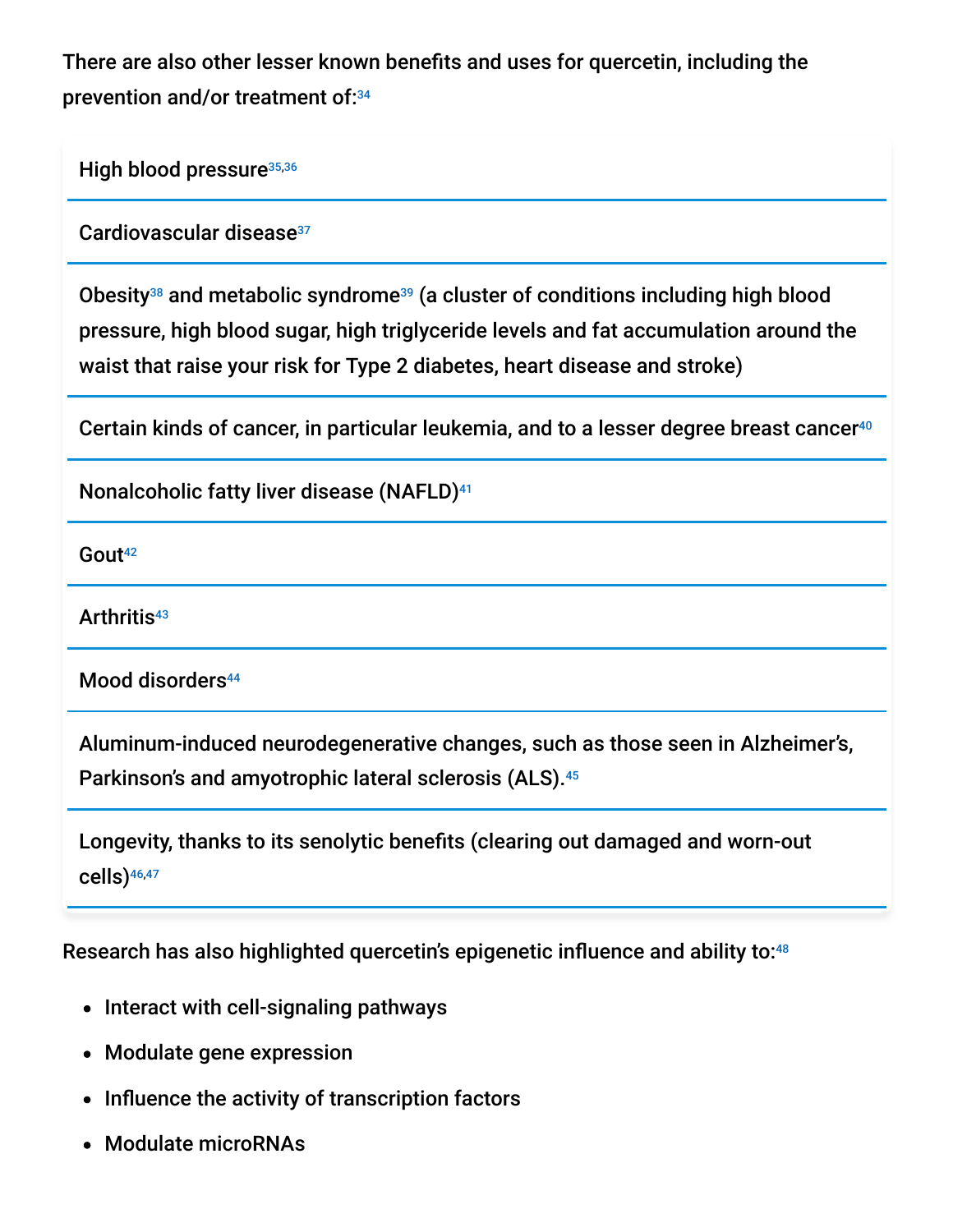There are also other lesser known benefits and uses for quercetin, including the prevention and/or treatment of:[34]

| |
|---|
| High blood pressure[35,36] |
| Cardiovascular disease[37] |
| Obesity[38] and metabolic syndrome[39] (a cluster of conditions including high blood pressure, high blood sugar, high triglyceride levels and fat accumulation around the waist that raise your risk for Type 2 diabetes, heart disease and stroke) |
| Certain kinds of cancer, in particular leukemia, and to a lesser degree breast cancer[40] |
| Nonalcoholic fatty liver disease (NAFLD)[41] |
| Gout[42] |
| Arthritis[43] |
| Mood disorders[44] |
| Aluminum-induced neurodegenerative changes, such as those seen in Alzheimer's, Parkinson's and amyotrophic lateral sclerosis (ALS).[45] |
| Longevity, thanks to its senolytic benefits (clearing out damaged and worn-out cells)[46,47] |

Research has also highlighted quercetin's epigenetic influence and ability to:[48]

- Interact with cell-signaling pathways
- Modulate gene expression
- Influence the activity of transcription factors
- Modulate microRNAs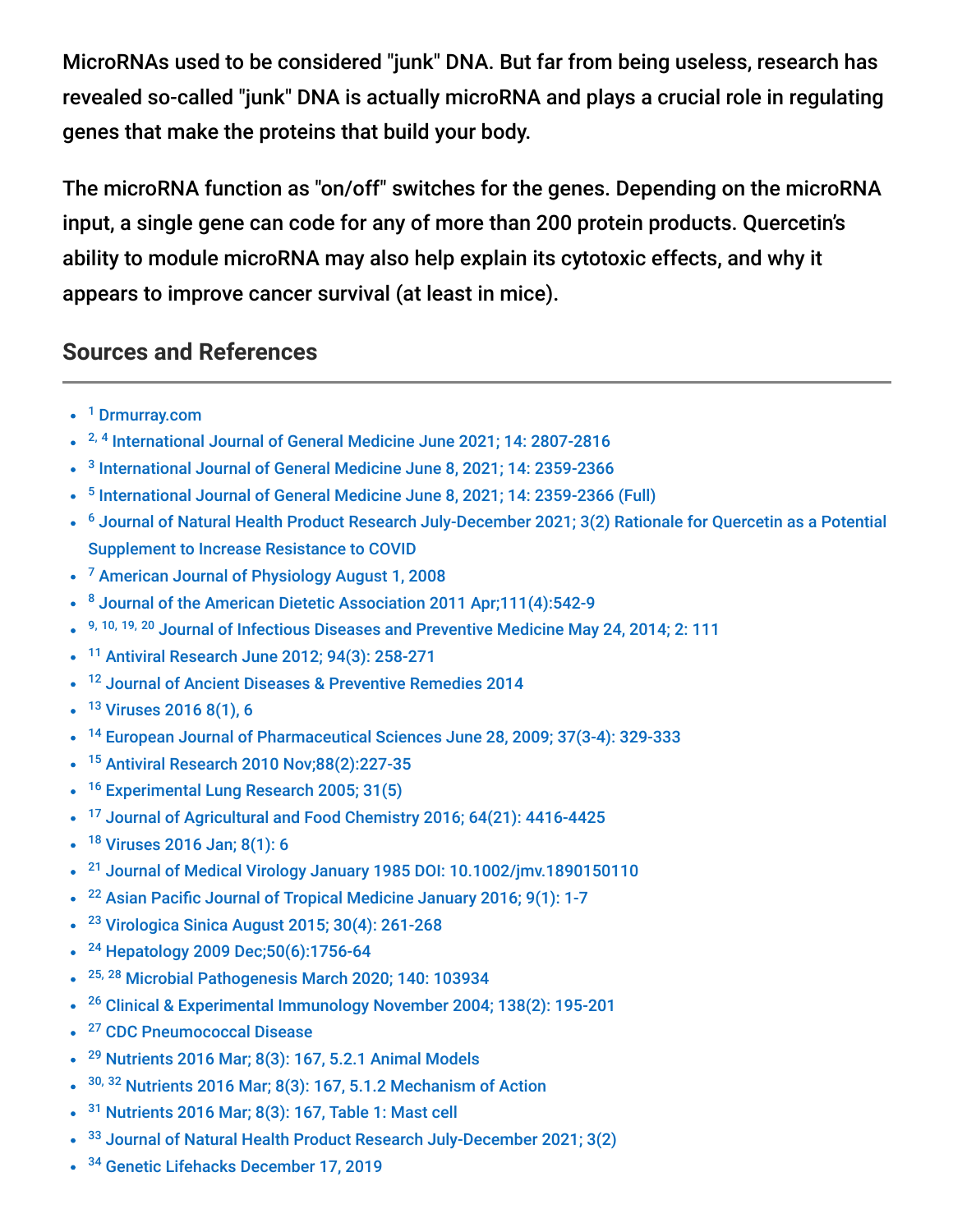MicroRNAs used to be considered "junk" DNA. But far from being useless, research has revealed so-called "junk" DNA is actually microRNA and plays a crucial role in regulating genes that make the proteins that build your body.

The microRNA function as "on/off" switches for the genes. Depending on the microRNA input, a single gene can code for any of more than 200 protein products. Quercetin's ability to module microRNA may also help explain its cytotoxic effects, and why it appears to improve cancer survival (at least in mice).

## Sources and References

- [1] Drmurray.com
- [2, 4] International Journal of General Medicine June 2021; 14: 2807-2816
- [3] International Journal of General Medicine June 8, 2021; 14: 2359-2366
- [5] International Journal of General Medicine June 8, 2021; 14: 2359-2366 (Full)
- [6] Journal of Natural Health Product Research July-December 2021; 3(2) Rationale for Quercetin as a Potential Supplement to Increase Resistance to COVID
- [7] American Journal of Physiology August 1, 2008
- [8] Journal of the American Dietetic Association 2011 Apr;111(4):542-9
- [9, 10, 19, 20] Journal of Infectious Diseases and Preventive Medicine May 24, 2014; 2: 111
- [11] Antiviral Research June 2012; 94(3): 258-271
- [12] Journal of Ancient Diseases & Preventive Remedies 2014
- [13] Viruses 2016 8(1), 6
- [14] European Journal of Pharmaceutical Sciences June 28, 2009; 37(3-4): 329-333
- [15] Antiviral Research 2010 Nov;88(2):227-35
- [16] Experimental Lung Research 2005; 31(5)
- [17] Journal of Agricultural and Food Chemistry 2016; 64(21): 4416-4425
- [18] Viruses 2016 Jan; 8(1): 6
- [21] Journal of Medical Virology January 1985 DOI: 10.1002/jmv.1890150110
- [22] Asian Pacific Journal of Tropical Medicine January 2016; 9(1): 1-7
- [23] Virologica Sinica August 2015; 30(4): 261-268
- [24] Hepatology 2009 Dec;50(6):1756-64
- [25, 28] Microbial Pathogenesis March 2020; 140: 103934
- [26] Clinical & Experimental Immunology November 2004; 138(2): 195-201
- [27] CDC Pneumococcal Disease
- [29] Nutrients 2016 Mar; 8(3): 167, 5.2.1 Animal Models
- [30, 32] Nutrients 2016 Mar; 8(3): 167, 5.1.2 Mechanism of Action
- [31] Nutrients 2016 Mar; 8(3): 167, Table 1: Mast cell
- [33] Journal of Natural Health Product Research July-December 2021; 3(2)
- [34] Genetic Lifehacks December 17, 2019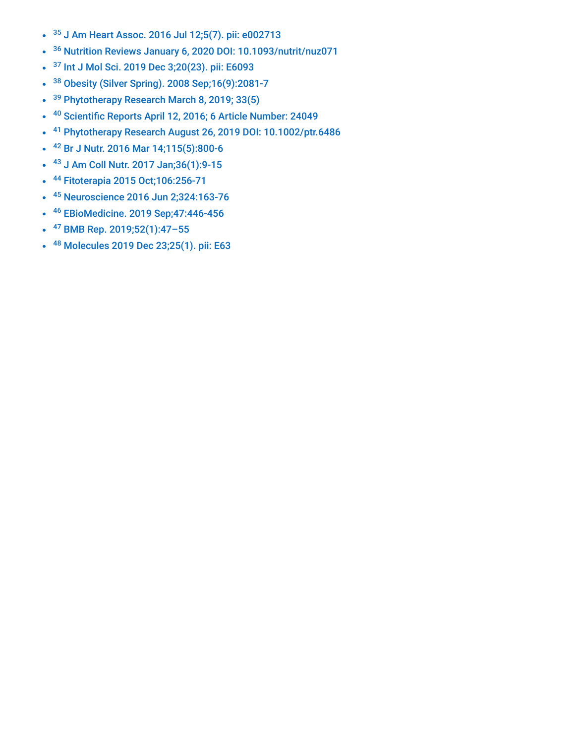- [35] J Am Heart Assoc. 2016 Jul 12;5(7). pii: e002713
- [36] Nutrition Reviews January 6, 2020 DOI: 10.1093/nutrit/nuz071
- [37] Int J Mol Sci. 2019 Dec 3;20(23). pii: E6093
- [38] Obesity (Silver Spring). 2008 Sep;16(9):2081-7
- [39] Phytotherapy Research March 8, 2019; 33(5)
- [40] Scientific Reports April 12, 2016; 6 Article Number: 24049
- [41] Phytotherapy Research August 26, 2019 DOI: 10.1002/ptr.6486
- [42] Br J Nutr. 2016 Mar 14;115(5):800-6
- [43] J Am Coll Nutr. 2017 Jan;36(1):9-15
- [44] Fitoterapia 2015 Oct;106:256-71
- [45] Neuroscience 2016 Jun 2;324:163-76
- [46] EBioMedicine. 2019 Sep;47:446-456
- [47] BMB Rep. 2019;52(1):47–55
- [48] Molecules 2019 Dec 23;25(1). pii: E63